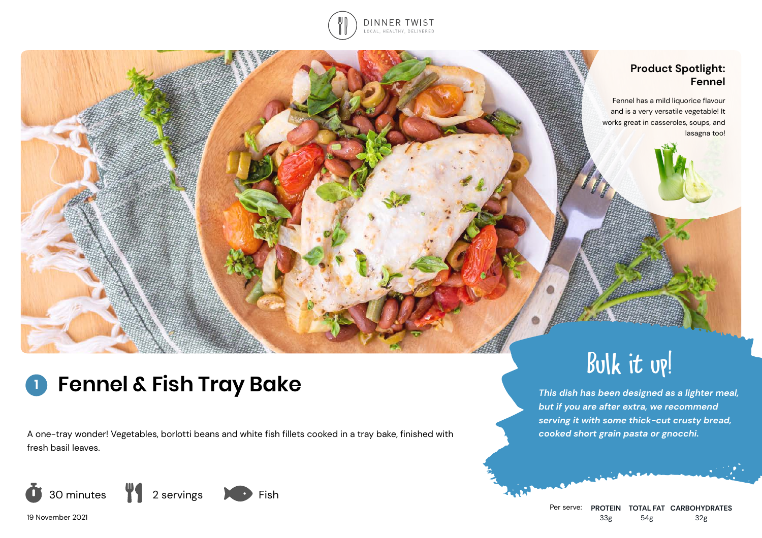DINNER TWIST
LOCAL, HEALTHY, DELIVERED

**Product Spotlight: Fennel**

Fennel has a mild liquorice flavour and is a very versatile vegetable! It works great in casseroles, soups, and lasagna too!

# 1 Fennel & Fish Tray Bake

A one-tray wonder! Vegetables, borlotti beans and white fish fillets cooked in a tray bake, finished with fresh basil leaves.

30 minutes | 2 servings | Fish

19 November 2021

## Bulk it up!

*This dish has been designed as a lighter meal, but if you are after extra, we recommend serving it with some thick-cut crusty bread, cooked short grain pasta or gnocchi.*

| Per serve: | PROTEIN | TOTAL FAT | CARBOHYDRATES |
|---|---|---|---|
| | 33g | 54g | 32g |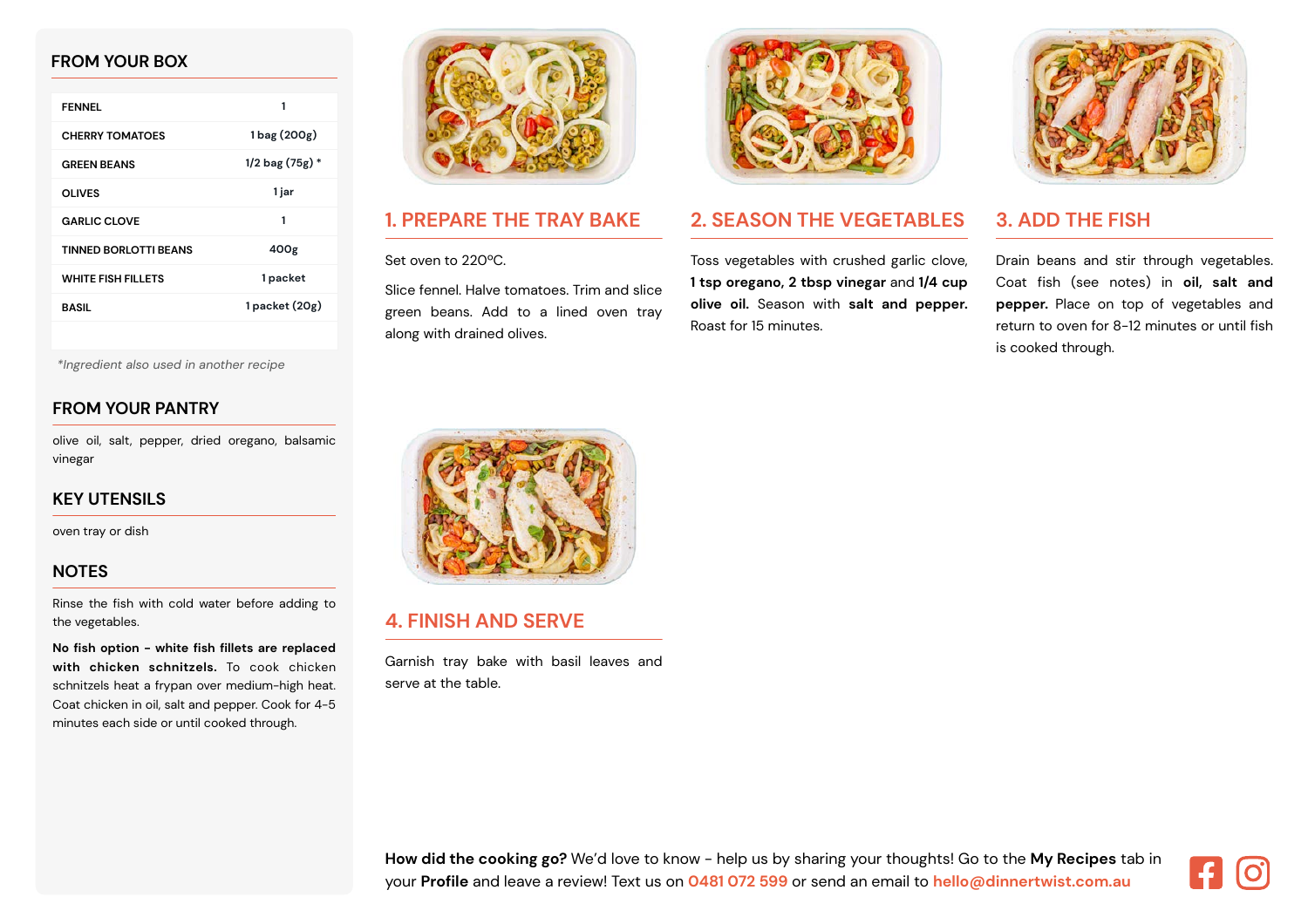## FROM YOUR BOX

| | |
|---|---|
| FENNEL | 1 |
| CHERRY TOMATOES | 1 bag (200g) |
| GREEN BEANS | 1/2 bag (75g) * |
| OLIVES | 1 jar |
| GARLIC CLOVE | 1 |
| TINNED BORLOTTI BEANS | 400g |
| WHITE FISH FILLETS | 1 packet |
| BASIL | 1 packet (20g) |

*\*Ingredient also used in another recipe*

## FROM YOUR PANTRY

olive oil, salt, pepper, dried oregano, balsamic vinegar

## KEY UTENSILS

oven tray or dish

## NOTES

Rinse the fish with cold water before adding to the vegetables.

**No fish option – white fish fillets are replaced with chicken schnitzels.** To cook chicken schnitzels heat a frypan over medium-high heat. Coat chicken in oil, salt and pepper. Cook for 4-5 minutes each side or until cooked through.

## 1. PREPARE THE TRAY BAKE

Set oven to 220°C.

Slice fennel. Halve tomatoes. Trim and slice green beans. Add to a lined oven tray along with drained olives.

## 2. SEASON THE VEGETABLES

Toss vegetables with crushed garlic clove, **1 tsp oregano, 2 tbsp vinegar** and **1/4 cup olive oil.** Season with **salt and pepper.** Roast for 15 minutes.

## 3. ADD THE FISH

Drain beans and stir through vegetables. Coat fish (see notes) in **oil, salt and pepper.** Place on top of vegetables and return to oven for 8-12 minutes or until fish is cooked through.

## 4. FINISH AND SERVE

Garnish tray bake with basil leaves and serve at the table.

**How did the cooking go?** We'd love to know - help us by sharing your thoughts! Go to the **My Recipes** tab in your **Profile** and leave a review! Text us on 0481 072 599 or send an email to hello@dinnertwist.com.au